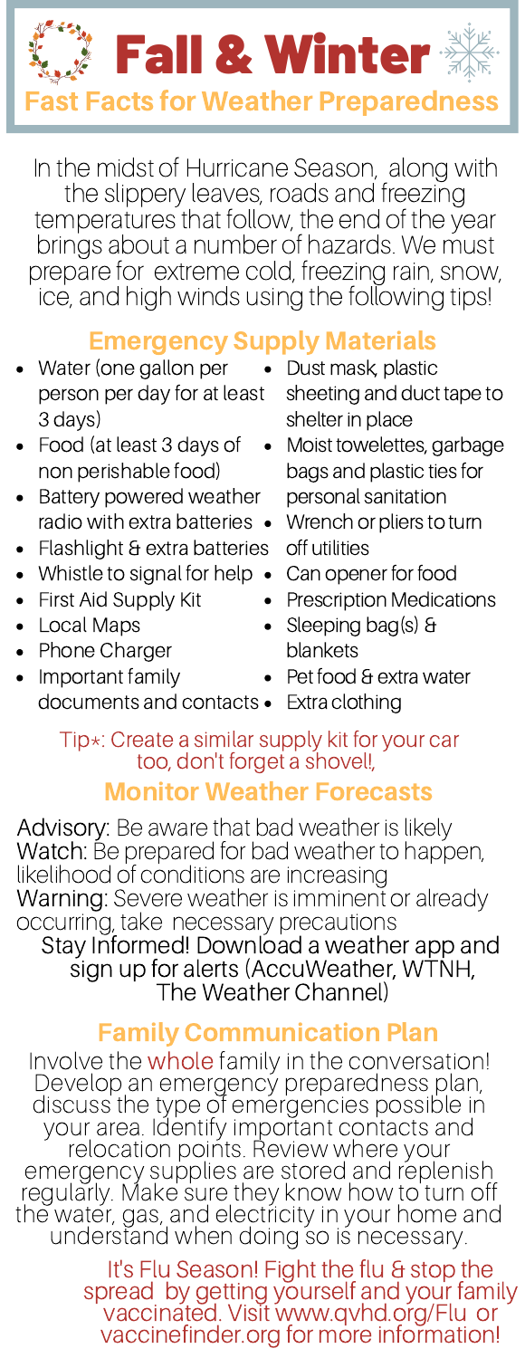# Fall & Winter

## Fast Facts for Weather Preparedness

In the midst of Hurricane Season, along with the slippery leaves, roads and freezing temperatures that follow, the end of the year brings about a number of hazards. We must prepare for extreme cold, freezing rain, snow, ice, and high winds using the following tips!

### Emergency Supply Materials

- Water (one gallon per person per day for at least 3 days)
- Food (at least 3 days of non perishable food)
- Battery powered weather radio with extra batteries
- Flashlight & extra batteries
- Whistle to signal for help
- First Aid Supply Kit
- Local Maps
- Phone Charger
- Important family documents and contacts
- Dust mask, plastic sheeting and duct tape to shelter in place
- Moist towelettes, garbage bags and plastic ties for personal sanitation
- Wrench or pliers to turn off utilities
- Can opener for food
- Prescription Medications
- Sleeping bag(s) & blankets
- Pet food & extra water
- Extra clothing

Tip*: Create a similar supply kit for your car too, don't forget a shovel!,

### Monitor Weather Forecasts

Advisory: Be aware that bad weather is likely
Watch: Be prepared for bad weather to happen, likelihood of conditions are increasing
Warning: Severe weather is imminent or already occurring, take necessary precautions

Stay Informed! Download a weather app and sign up for alerts (AccuWeather, WTNH, The Weather Channel)

### Family Communication Plan

Involve the whole family in the conversation! Develop an emergency preparedness plan, discuss the type of emergencies possible in your area. Identify important contacts and relocation points. Review where your emergency supplies are stored and replenish regularly. Make sure they know how to turn off the water, gas, and electricity in your home and understand when doing so is necessary.

It's Flu Season! Fight the flu & stop the spread by getting yourself and your family vaccinated. Visit www.qvhd.org/Flu or vaccinefinder.org for more information!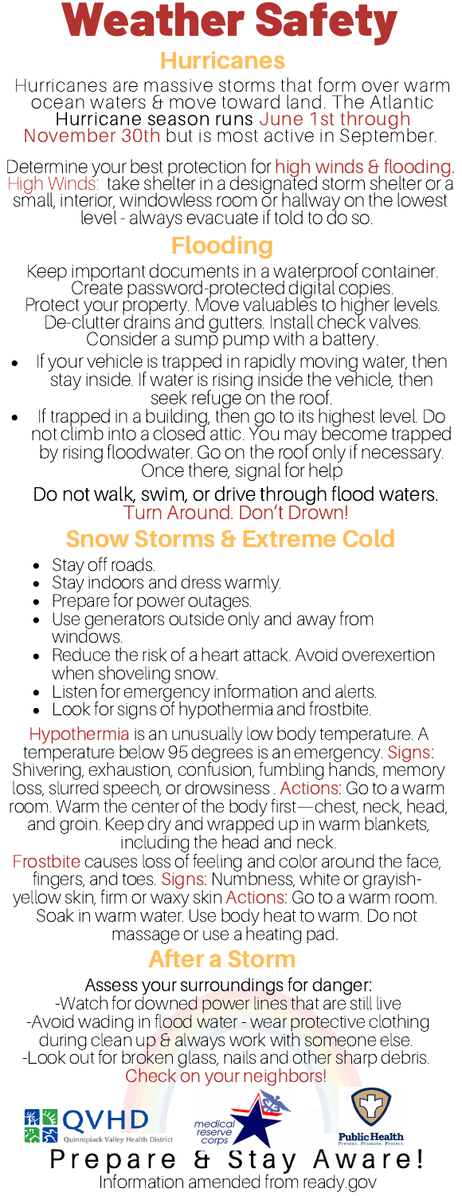# Weather Safety

## Hurricanes

Hurricanes are massive storms that form over warm ocean waters & move toward land. The Atlantic Hurricane season runs June 1st through November 30th but is most active in September.

Determine your best protection for high winds & flooding. High Winds: take shelter in a designated storm shelter or a small, interior, windowless room or hallway on the lowest level - always evacuate if told to do so.

## Flooding

Keep important documents in a waterproof container. Create password-protected digital copies. Protect your property. Move valuables to higher levels. De-clutter drains and gutters. Install check valves. Consider a sump pump with a battery.

- If your vehicle is trapped in rapidly moving water, then stay inside. If water is rising inside the vehicle, then seek refuge on the roof.
- If trapped in a building, then go to its highest level. Do not climb into a closed attic. You may become trapped by rising floodwater. Go on the roof only if necessary. Once there, signal for help

Do not walk, swim, or drive through flood waters. Turn Around. Don't Drown!

## Snow Storms & Extreme Cold

- Stay off roads.
- Stay indoors and dress warmly.
- Prepare for power outages.
- Use generators outside only and away from windows.
- Reduce the risk of a heart attack. Avoid overexertion when shoveling snow.
- Listen for emergency information and alerts.
- Look for signs of hypothermia and frostbite.

Hypothermia is an unusually low body temperature. A temperature below 95 degrees is an emergency. Signs: Shivering, exhaustion, confusion, fumbling hands, memory loss, slurred speech, or drowsiness . Actions: Go to a warm room. Warm the center of the body first—chest, neck, head, and groin. Keep dry and wrapped up in warm blankets, including the head and neck.

Frostbite causes loss of feeling and color around the face, fingers, and toes. Signs: Numbness, white or grayish-yellow skin, firm or waxy skin Actions: Go to a warm room. Soak in warm water. Use body heat to warm. Do not massage or use a heating pad.

## After a Storm

Assess your surroundings for danger:
-Watch for downed power lines that are still live
-Avoid wading in flood water - wear protective clothing during clean up & always work with someone else.
-Look out for broken glass, nails and other sharp debris.
Check on your neighbors!

QVHD Quinnipiack Valley Health District

medical reserve corps

Public Health Prevent. Promote. Protect.

Prepare & Stay Aware!

Information amended from ready.gov